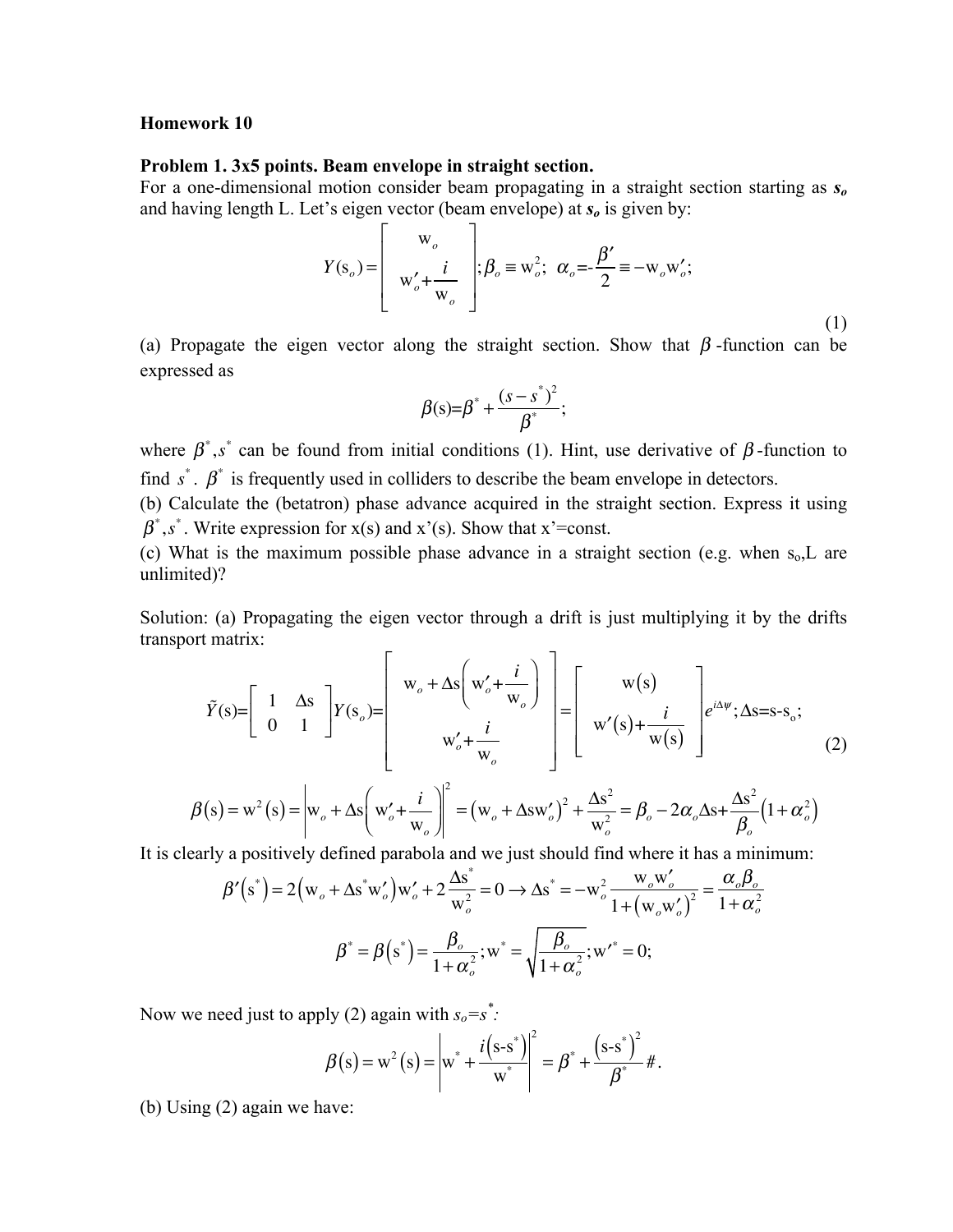**Homework 10**

**Problem 1. 3x5 points. Beam envelope in straight section.**

For a one-dimensional motion consider beam propagating in a straight section starting as $s_o$ and having length L. Let's eigen vector (beam envelope) at $s_o$ is given by:

$$Y(\mathrm{s}_o) = \begin{bmatrix} \mathrm{w}_o \\ \mathrm{w}'_o + \dfrac{i}{\mathrm{w}_o} \end{bmatrix}; \beta_o \equiv \mathrm{w}_o^2;\ \ \alpha_o = -\frac{\beta'}{2} \equiv -\mathrm{w}_o \mathrm{w}'_o; \tag{1}$$

(a) Propagate the eigen vector along the straight section. Show that $\beta$-function can be expressed as

$$\beta(\mathrm{s}) = \beta^* + \frac{(s-s^*)^2}{\beta^*};$$

where $\beta^*, s^*$ can be found from initial conditions (1). Hint, use derivative of $\beta$-function to find $s^*$. $\beta^*$ is frequently used in colliders to describe the beam envelope in detectors.

(b) Calculate the (betatron) phase advance acquired in the straight section. Express it using $\beta^*, s^*$. Write expression for x(s) and x'(s). Show that x'=const.

(c) What is the maximum possible phase advance in a straight section (e.g. when $s_o$,L are unlimited)?

Solution: (a) Propagating the eigen vector through a drift is just multiplying it by the drifts transport matrix:

$$\tilde{Y}(\mathrm{s}) = \begin{bmatrix} 1 & \Delta \mathrm{s} \\ 0 & 1 \end{bmatrix} Y(\mathrm{s}_o) = \begin{bmatrix} \mathrm{w}_o + \Delta\mathrm{s}\left(\mathrm{w}'_o + \dfrac{i}{\mathrm{w}_o}\right) \\ \mathrm{w}'_o + \dfrac{i}{\mathrm{w}_o} \end{bmatrix} = \begin{bmatrix} \mathrm{w}(\mathrm{s}) \\ \mathrm{w}'(\mathrm{s}) + \dfrac{i}{\mathrm{w}(\mathrm{s})} \end{bmatrix} e^{i\Delta\psi}; \Delta\mathrm{s} = \mathrm{s} - \mathrm{s}_o; \tag{2}$$

$$\beta(\mathrm{s}) = \mathrm{w}^2(\mathrm{s}) = \left| \mathrm{w}_o + \Delta\mathrm{s}\left(\mathrm{w}'_o + \frac{i}{\mathrm{w}_o}\right)\right|^2 = \left(\mathrm{w}_o + \Delta\mathrm{s}\mathrm{w}'_o\right)^2 + \frac{\Delta\mathrm{s}^2}{\mathrm{w}_o^2} = \beta_o - 2\alpha_o\Delta\mathrm{s} + \frac{\Delta\mathrm{s}^2}{\beta_o}\left(1+\alpha_o^2\right)$$

It is clearly a positively defined parabola and we just should find where it has a minimum:

$$\beta'(\mathrm{s}^*) = 2\left(\mathrm{w}_o + \Delta\mathrm{s}^*\mathrm{w}'_o\right)\mathrm{w}'_o + 2\frac{\Delta\mathrm{s}^*}{\mathrm{w}_o^2} = 0 \rightarrow \Delta\mathrm{s}^* = -\mathrm{w}_o^2 \frac{\mathrm{w}_o\mathrm{w}'_o}{1+\left(\mathrm{w}_o\mathrm{w}'_o\right)^2} = \frac{\alpha_o\beta_o}{1+\alpha_o^2}$$

$$\beta^* = \beta(\mathrm{s}^*) = \frac{\beta_o}{1+\alpha_o^2}; \mathrm{w}^* = \sqrt{\frac{\beta_o}{1+\alpha_o^2}}; \mathrm{w}'^* = 0;$$

Now we need just to apply (2) again with $s_o = s^*$:

$$\beta(\mathrm{s}) = \mathrm{w}^2(\mathrm{s}) = \left|\mathrm{w}^* + \frac{i(\mathrm{s}-\mathrm{s}^*)}{\mathrm{w}^*}\right|^2 = \beta^* + \frac{(\mathrm{s}-\mathrm{s}^*)^2}{\beta^*}\#.$$

(b) Using (2) again we have: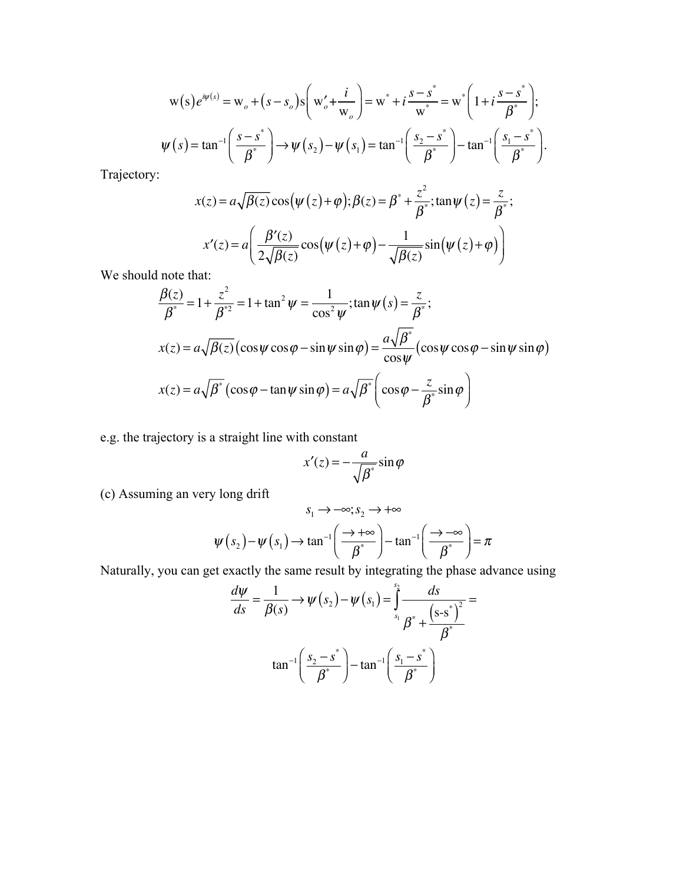$$\mathrm{w}(s)e^{i\psi(s)} = \mathrm{w}_o + (s - s_o)\mathrm{s}\left(\mathrm{w}'_o + \frac{i}{\mathrm{w}_o}\right) = \mathrm{w}^* + i\frac{s - s^*}{\mathrm{w}^*} = \mathrm{w}^*\left(1 + i\frac{s - s^*}{\beta^*}\right);$$

$$\psi(s) = \tan^{-1}\left(\frac{s - s^*}{\beta^*}\right) \to \psi(s_2) - \psi(s_1) = \tan^{-1}\left(\frac{s_2 - s^*}{\beta^*}\right) - \tan^{-1}\left(\frac{s_1 - s^*}{\beta^*}\right).$$

Trajectory:

$$x(z) = a\sqrt{\beta(z)}\cos(\psi(z) + \varphi); \beta(z) = \beta^* + \frac{z^2}{\beta^*}; \tan\psi(z) = \frac{z}{\beta^*};$$

$$x'(z) = a\left(\frac{\beta'(z)}{2\sqrt{\beta(z)}}\cos(\psi(z) + \varphi) - \frac{1}{\sqrt{\beta(z)}}\sin(\psi(z) + \varphi)\right)$$

We should note that:

$$\frac{\beta(z)}{\beta^*} = 1 + \frac{z^2}{\beta^{*2}} = 1 + \tan^2\psi = \frac{1}{\cos^2\psi}; \tan\psi(s) = \frac{z}{\beta^*};$$

$$x(z) = a\sqrt{\beta(z)}(\cos\psi\cos\varphi - \sin\psi\sin\varphi) = \frac{a\sqrt{\beta^*}}{\cos\psi}(\cos\psi\cos\varphi - \sin\psi\sin\varphi)$$

$$x(z) = a\sqrt{\beta^*}(\cos\varphi - \tan\psi\sin\varphi) = a\sqrt{\beta^*}\left(\cos\varphi - \frac{z}{\beta^*}\sin\varphi\right)$$

e.g. the trajectory is a straight line with constant

$$x'(z) = -\frac{a}{\sqrt{\beta^*}}\sin\varphi$$

(c) Assuming an very long drift

$$s_1 \to -\infty; s_2 \to +\infty$$

$$\psi(s_2) - \psi(s_1) \to \tan^{-1}\left(\frac{\to +\infty}{\beta^*}\right) - \tan^{-1}\left(\frac{\to -\infty}{\beta^*}\right) = \pi$$

Naturally, you can get exactly the same result by integrating the phase advance using

$$\frac{d\psi}{ds} = \frac{1}{\beta(s)} \to \psi(s_2) - \psi(s_1) = \int_{s_1}^{s_2} \frac{ds}{\beta^* + \frac{(\mathrm{s} - \mathrm{s}^*)^2}{\beta^*}} =$$

$$\tan^{-1}\left(\frac{s_2 - s^*}{\beta^*}\right) - \tan^{-1}\left(\frac{s_1 - s^*}{\beta^*}\right)$$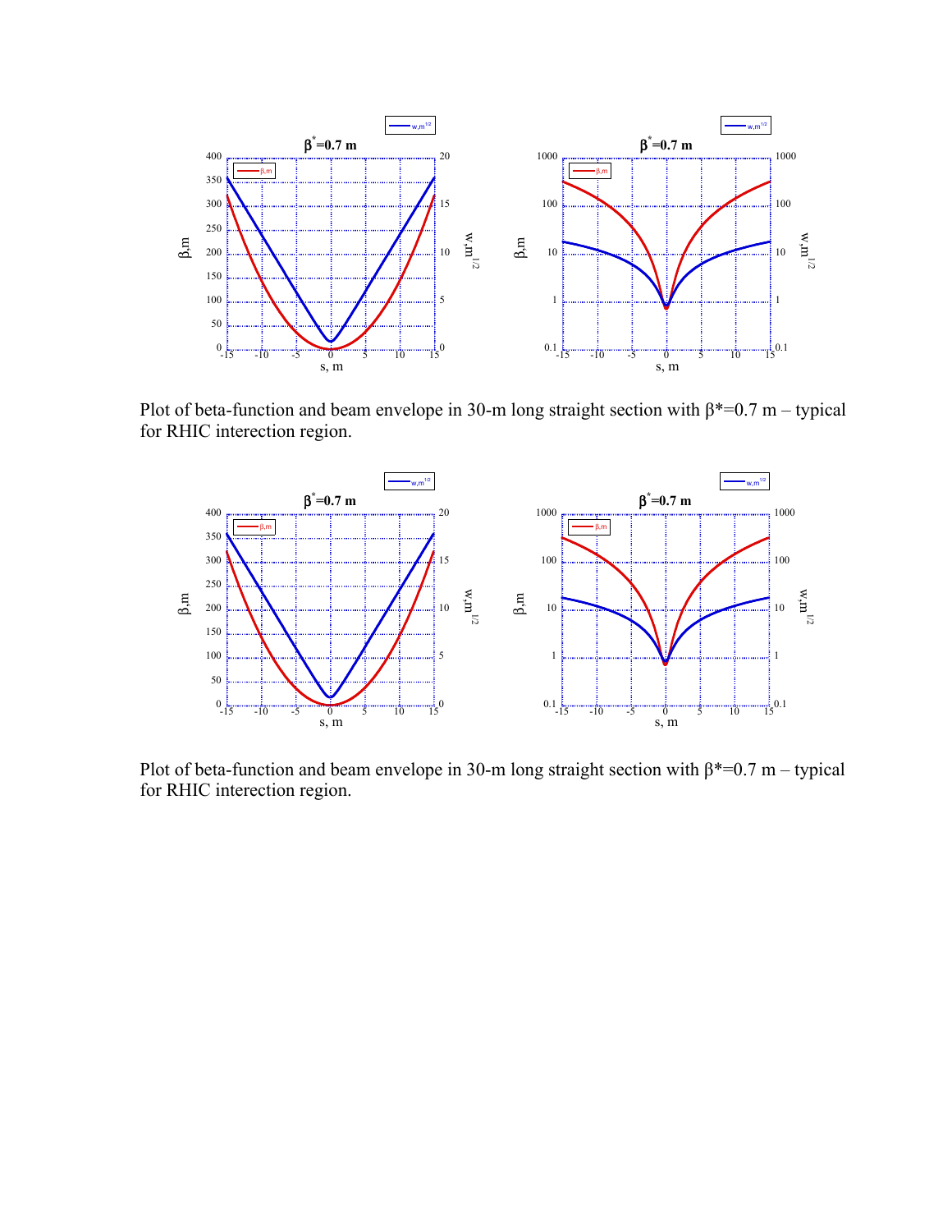$\beta^*$=0.7 m

w,m$^{1/2}$

β,m

400
350
300
250
200
150
100
50
0

20
15
10
5
0

-15 -10 -5 0 5 10 15

s, m

$\beta^*$=0.7 m

w,m$^{1/2}$

β,m

1000
100
10
1
0.1

1000
100
10
1
0.1

-15 -10 -5 0 5 10 15

s, m

Plot of beta-function and beam envelope in 30-m long straight section with β*=0.7 m – typical for RHIC interection region.

$\beta^*$=0.7 m

w,m$^{1/2}$

β,m

400
350
300
250
200
150
100
50
0

20
15
10
5
0

-15 -10 -5 0 5 10 15

s, m

$\beta^*$=0.7 m

w,m$^{1/2}$

β,m

1000
100
10
1
0.1

1000
100
10
1
0.1

-15 -10 -5 0 5 10 15

s, m

Plot of beta-function and beam envelope in 30-m long straight section with β*=0.7 m – typical for RHIC interection region.